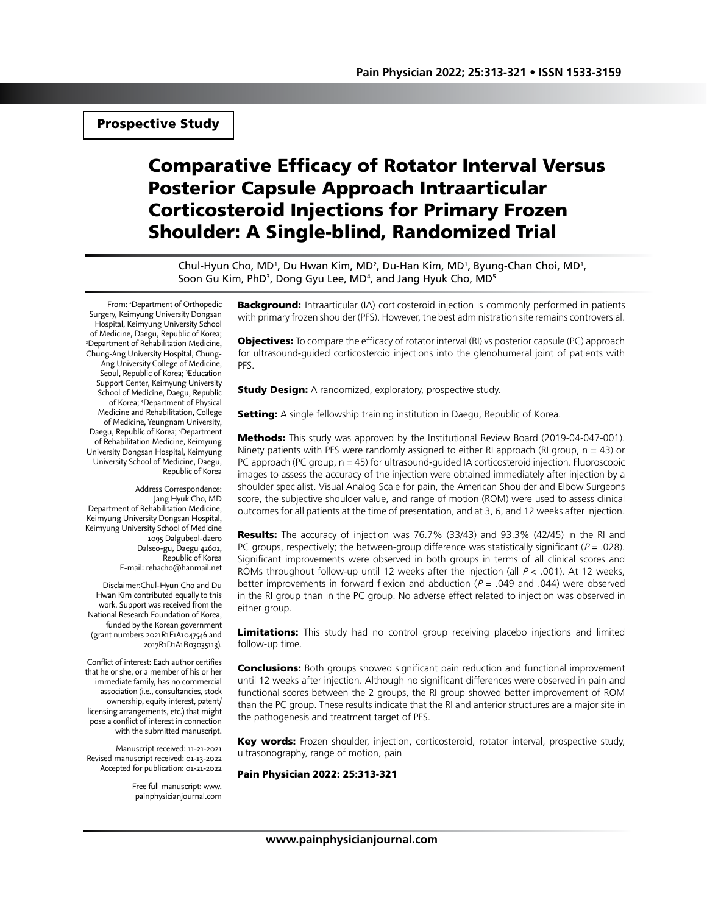Prospective Study

# Comparative Efficacy of Rotator Interval Versus Posterior Capsule Approach Intraarticular Corticosteroid Injections for Primary Frozen Shoulder: A Single-blind, Randomized Trial

Chul-Hyun Cho, MD[1], Du Hwan Kim, MD[2], Du-Han Kim, MD[1], Byung-Chan Choi, MD[1], Soon Gu Kim, PhD[3], Dong Gyu Lee, MD[4], and Jang Hyuk Cho, MD[5]

From: [1]Department of Orthopedic Surgery, Keimyung University Dongsan Hospital, Keimyung University School of Medicine, Daegu, Republic of Korea; [2]Department of Rehabilitation Medicine, Chung-Ang University Hospital, Chung-Ang University College of Medicine, Seoul, Republic of Korea; [3]Education Support Center, Keimyung University School of Medicine, Daegu, Republic of Korea; [4]Department of Physical Medicine and Rehabilitation, College of Medicine, Yeungnam University, Daegu, Republic of Korea; [5]Department of Rehabilitation Medicine, Keimyung University Dongsan Hospital, Keimyung University School of Medicine, Daegu, Republic of Korea

Address Correspondence:
Jang Hyuk Cho, MD
Department of Rehabilitation Medicine, Keimyung University Dongsan Hospital, Keimyung University School of Medicine
1095 Dalgubeol-daero
Dalseo-gu, Daegu 42601,
Republic of Korea
E-mail: rehacho@hanmail.net

Disclaimer:Chul-Hyun Cho and Du Hwan Kim contributed equally to this work. Support was received from the National Research Foundation of Korea, funded by the Korean government (grant numbers 2021R1F1A1047546 and 2017R1D1A1B03035113).

Conflict of interest: Each author certifies that he or she, or a member of his or her immediate family, has no commercial association (i.e., consultancies, stock ownership, equity interest, patent/licensing arrangements, etc.) that might pose a conflict of interest in connection with the submitted manuscript.

Manuscript received: 11-21-2021
Revised manuscript received: 01-13-2022
Accepted for publication: 01-21-2022

Free full manuscript: www.painphysicianjournal.com

**Background:** Intraarticular (IA) corticosteroid injection is commonly performed in patients with primary frozen shoulder (PFS). However, the best administration site remains controversial.

**Objectives:** To compare the efficacy of rotator interval (RI) vs posterior capsule (PC) approach for ultrasound-guided corticosteroid injections into the glenohumeral joint of patients with PFS.

**Study Design:** A randomized, exploratory, prospective study.

**Setting:** A single fellowship training institution in Daegu, Republic of Korea.

**Methods:** This study was approved by the Institutional Review Board (2019-04-047-001). Ninety patients with PFS were randomly assigned to either RI approach (RI group, n = 43) or PC approach (PC group, n = 45) for ultrasound-guided IA corticosteroid injection. Fluoroscopic images to assess the accuracy of the injection were obtained immediately after injection by a shoulder specialist. Visual Analog Scale for pain, the American Shoulder and Elbow Surgeons score, the subjective shoulder value, and range of motion (ROM) were used to assess clinical outcomes for all patients at the time of presentation, and at 3, 6, and 12 weeks after injection.

**Results:** The accuracy of injection was 76.7% (33/43) and 93.3% (42/45) in the RI and PC groups, respectively; the between-group difference was statistically significant ($P$ = .028). Significant improvements were observed in both groups in terms of all clinical scores and ROMs throughout follow-up until 12 weeks after the injection (all $P$ < .001). At 12 weeks, better improvements in forward flexion and abduction ($P$ = .049 and .044) were observed in the RI group than in the PC group. No adverse effect related to injection was observed in either group.

**Limitations:** This study had no control group receiving placebo injections and limited follow-up time.

**Conclusions:** Both groups showed significant pain reduction and functional improvement until 12 weeks after injection. Although no significant differences were observed in pain and functional scores between the 2 groups, the RI group showed better improvement of ROM than the PC group. These results indicate that the RI and anterior structures are a major site in the pathogenesis and treatment target of PFS.

**Key words:** Frozen shoulder, injection, corticosteroid, rotator interval, prospective study, ultrasonography, range of motion, pain

**Pain Physician 2022: 25:313-321**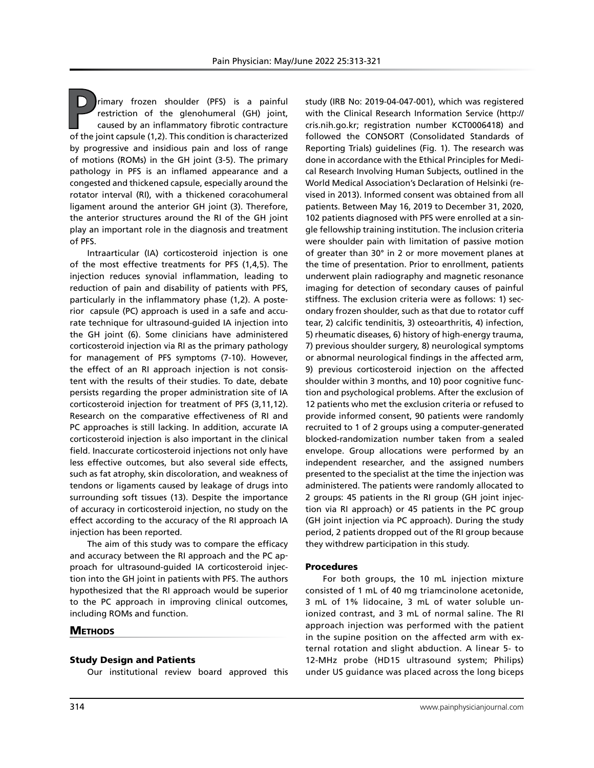Primary frozen shoulder (PFS) is a painful restriction of the glenohumeral (GH) joint, caused by an inflammatory fibrotic contracture of the joint capsule (1,2). This condition is characterized by progressive and insidious pain and loss of range of motions (ROMs) in the GH joint (3-5). The primary pathology in PFS is an inflamed appearance and a congested and thickened capsule, especially around the rotator interval (RI), with a thickened coracohumeral ligament around the anterior GH joint (3). Therefore, the anterior structures around the RI of the GH joint play an important role in the diagnosis and treatment of PFS.

Intraarticular (IA) corticosteroid injection is one of the most effective treatments for PFS (1,4,5). The injection reduces synovial inflammation, leading to reduction of pain and disability of patients with PFS, particularly in the inflammatory phase (1,2). A posterior capsule (PC) approach is used in a safe and accurate technique for ultrasound-guided IA injection into the GH joint (6). Some clinicians have administered corticosteroid injection via RI as the primary pathology for management of PFS symptoms (7-10). However, the effect of an RI approach injection is not consistent with the results of their studies. To date, debate persists regarding the proper administration site of IA corticosteroid injection for treatment of PFS (3,11,12). Research on the comparative effectiveness of RI and PC approaches is still lacking. In addition, accurate IA corticosteroid injection is also important in the clinical field. Inaccurate corticosteroid injections not only have less effective outcomes, but also several side effects, such as fat atrophy, skin discoloration, and weakness of tendons or ligaments caused by leakage of drugs into surrounding soft tissues (13). Despite the importance of accuracy in corticosteroid injection, no study on the effect according to the accuracy of the RI approach IA injection has been reported.

The aim of this study was to compare the efficacy and accuracy between the RI approach and the PC approach for ultrasound-guided IA corticosteroid injection into the GH joint in patients with PFS. The authors hypothesized that the RI approach would be superior to the PC approach in improving clinical outcomes, including ROMs and function.

## Methods

### Study Design and Patients

Our institutional review board approved this study (IRB No: 2019-04-047-001), which was registered with the Clinical Research Information Service (http://cris.nih.go.kr; registration number KCT0006418) and followed the CONSORT (Consolidated Standards of Reporting Trials) guidelines (Fig. 1). The research was done in accordance with the Ethical Principles for Medical Research Involving Human Subjects, outlined in the World Medical Association's Declaration of Helsinki (revised in 2013). Informed consent was obtained from all patients. Between May 16, 2019 to December 31, 2020, 102 patients diagnosed with PFS were enrolled at a single fellowship training institution. The inclusion criteria were shoulder pain with limitation of passive motion of greater than 30° in 2 or more movement planes at the time of presentation. Prior to enrollment, patients underwent plain radiography and magnetic resonance imaging for detection of secondary causes of painful stiffness. The exclusion criteria were as follows: 1) secondary frozen shoulder, such as that due to rotator cuff tear, 2) calcific tendinitis, 3) osteoarthritis, 4) infection, 5) rheumatic diseases, 6) history of high-energy trauma, 7) previous shoulder surgery, 8) neurological symptoms or abnormal neurological findings in the affected arm, 9) previous corticosteroid injection on the affected shoulder within 3 months, and 10) poor cognitive function and psychological problems. After the exclusion of 12 patients who met the exclusion criteria or refused to provide informed consent, 90 patients were randomly recruited to 1 of 2 groups using a computer-generated blocked-randomization number taken from a sealed envelope. Group allocations were performed by an independent researcher, and the assigned numbers presented to the specialist at the time the injection was administered. The patients were randomly allocated to 2 groups: 45 patients in the RI group (GH joint injection via RI approach) or 45 patients in the PC group (GH joint injection via PC approach). During the study period, 2 patients dropped out of the RI group because they withdrew participation in this study.

### Procedures

For both groups, the 10 mL injection mixture consisted of 1 mL of 40 mg triamcinolone acetonide, 3 mL of 1% lidocaine, 3 mL of water soluble unionized contrast, and 3 mL of normal saline. The RI approach injection was performed with the patient in the supine position on the affected arm with external rotation and slight abduction. A linear 5- to 12-MHz probe (HD15 ultrasound system; Philips) under US guidance was placed across the long biceps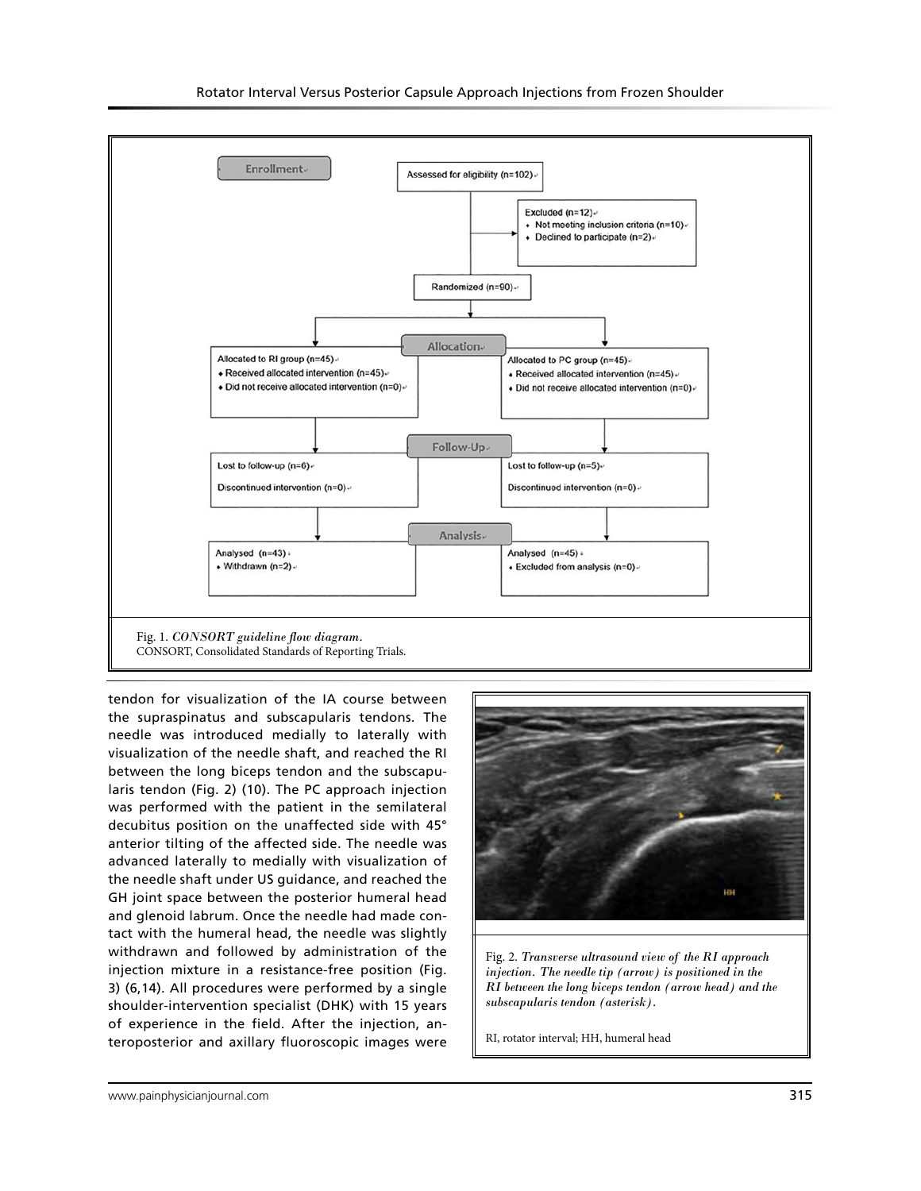Fig. 1. *CONSORT guideline flow diagram.*
CONSORT, Consolidated Standards of Reporting Trials.

tendon for visualization of the IA course between the supraspinatus and subscapularis tendons. The needle was introduced medially to laterally with visualization of the needle shaft, and reached the RI between the long biceps tendon and the subscapularis tendon (Fig. 2) (10). The PC approach injection was performed with the patient in the semilateral decubitus position on the unaffected side with 45° anterior tilting of the affected side. The needle was advanced laterally to medially with visualization of the needle shaft under US guidance, and reached the GH joint space between the posterior humeral head and glenoid labrum. Once the needle had made contact with the humeral head, the needle was slightly withdrawn and followed by administration of the injection mixture in a resistance-free position (Fig. 3) (6,14). All procedures were performed by a single shoulder-intervention specialist (DHK) with 15 years of experience in the field. After the injection, anteroposterior and axillary fluoroscopic images were

Fig. 2. *Transverse ultrasound view of the RI approach injection. The needle tip (arrow) is positioned in the RI between the long biceps tendon (arrow head) and the subscapularis tendon (asterisk).*

RI, rotator interval; HH, humeral head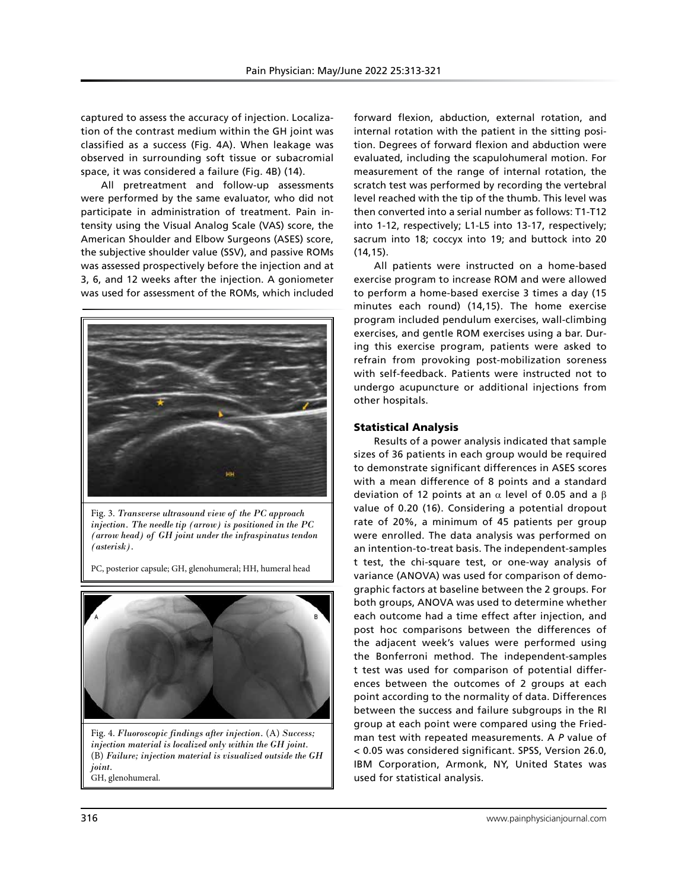captured to assess the accuracy of injection. Localization of the contrast medium within the GH joint was classified as a success (Fig. 4A). When leakage was observed in surrounding soft tissue or subacromial space, it was considered a failure (Fig. 4B) (14).

All pretreatment and follow-up assessments were performed by the same evaluator, who did not participate in administration of treatment. Pain intensity using the Visual Analog Scale (VAS) score, the American Shoulder and Elbow Surgeons (ASES) score, the subjective shoulder value (SSV), and passive ROMs was assessed prospectively before the injection and at 3, 6, and 12 weeks after the injection. A goniometer was used for assessment of the ROMs, which included forward flexion, abduction, external rotation, and internal rotation with the patient in the sitting position. Degrees of forward flexion and abduction were evaluated, including the scapulohumeral motion. For measurement of the range of internal rotation, the scratch test was performed by recording the vertebral level reached with the tip of the thumb. This level was then converted into a serial number as follows: T1-T12 into 1-12, respectively; L1-L5 into 13-17, respectively; sacrum into 18; coccyx into 19; and buttock into 20 (14,15).

Fig. 3. *Transverse ultrasound view of the PC approach injection. The needle tip (arrow) is positioned in the PC (arrow head) of GH joint under the infraspinatus tendon (asterisk).*

PC, posterior capsule; GH, glenohumeral; HH, humeral head

Fig. 4. *Fluoroscopic findings after injection.* (A) *Success; injection material is localized only within the GH joint.* (B) *Failure; injection material is visualized outside the GH joint.*
GH, glenohumeral.

All patients were instructed on a home-based exercise program to increase ROM and were allowed to perform a home-based exercise 3 times a day (15 minutes each round) (14,15). The home exercise program included pendulum exercises, wall-climbing exercises, and gentle ROM exercises using a bar. During this exercise program, patients were asked to refrain from provoking post-mobilization soreness with self-feedback. Patients were instructed not to undergo acupuncture or additional injections from other hospitals.

## Statistical Analysis

Results of a power analysis indicated that sample sizes of 36 patients in each group would be required to demonstrate significant differences in ASES scores with a mean difference of 8 points and a standard deviation of 12 points at an $\alpha$ level of 0.05 and a $\beta$ value of 0.20 (16). Considering a potential dropout rate of 20%, a minimum of 45 patients per group were enrolled. The data analysis was performed on an intention-to-treat basis. The independent-samples t test, the chi-square test, or one-way analysis of variance (ANOVA) was used for comparison of demographic factors at baseline between the 2 groups. For both groups, ANOVA was used to determine whether each outcome had a time effect after injection, and post hoc comparisons between the differences of the adjacent week's values were performed using the Bonferroni method. The independent-samples t test was used for comparison of potential differences between the outcomes of 2 groups at each point according to the normality of data. Differences between the success and failure subgroups in the RI group at each point were compared using the Friedman test with repeated measurements. A *P* value of < 0.05 was considered significant. SPSS, Version 26.0, IBM Corporation, Armonk, NY, United States was used for statistical analysis.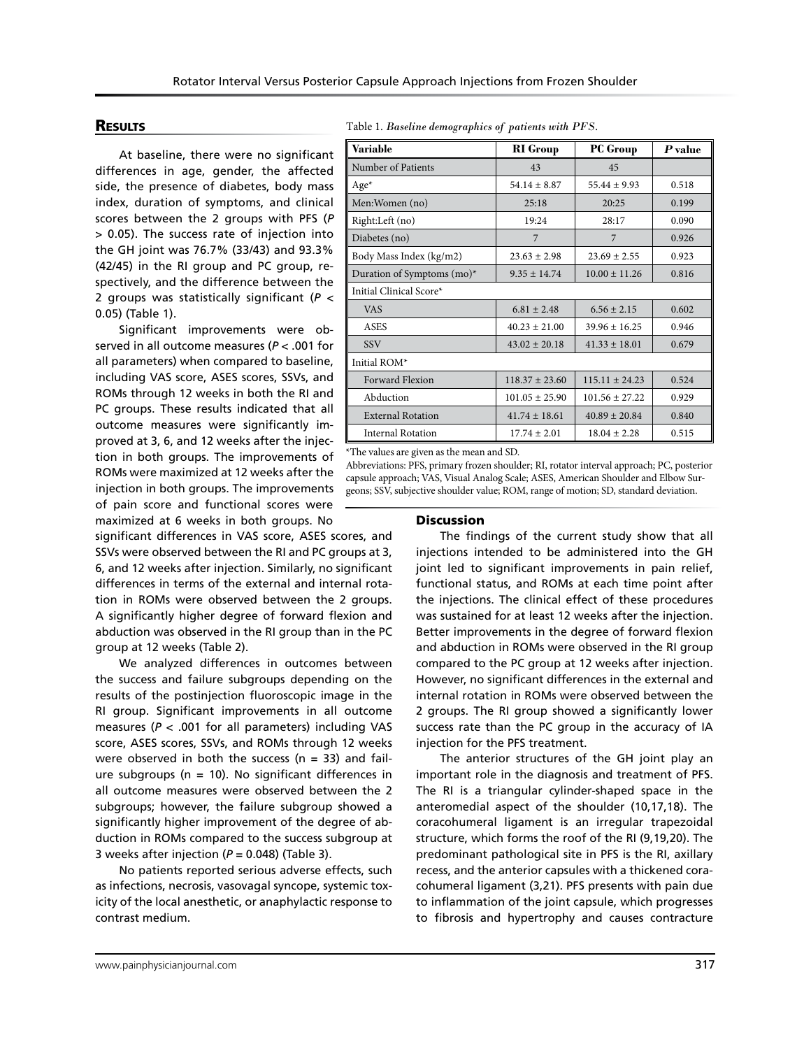## Results

At baseline, there were no significant differences in age, gender, the affected side, the presence of diabetes, body mass index, duration of symptoms, and clinical scores between the 2 groups with PFS ($P > 0.05$). The success rate of injection into the GH joint was 76.7% (33/43) and 93.3% (42/45) in the RI group and PC group, respectively, and the difference between the 2 groups was statistically significant ($P < 0.05$) (Table 1).

Table 1. *Baseline demographics of patients with PFS.*

| Variable | RI Group | PC Group | *P* value |
|---|---|---|---|
| Number of Patients | 43 | 45 | |
| Age* | 54.14 ± 8.87 | 55.44 ± 9.93 | 0.518 |
| Men:Women (no) | 25:18 | 20:25 | 0.199 |
| Right:Left (no) | 19:24 | 28:17 | 0.090 |
| Diabetes (no) | 7 | 7 | 0.926 |
| Body Mass Index (kg/m2) | 23.63 ± 2.98 | 23.69 ± 2.55 | 0.923 |
| Duration of Symptoms (mo)* | 9.35 ± 14.74 | 10.00 ± 11.26 | 0.816 |
| Initial Clinical Score* | | | |
| VAS | 6.81 ± 2.48 | 6.56 ± 2.15 | 0.602 |
| ASES | 40.23 ± 21.00 | 39.96 ± 16.25 | 0.946 |
| SSV | 43.02 ± 20.18 | 41.33 ± 18.01 | 0.679 |
| Initial ROM* | | | |
| Forward Flexion | 118.37 ± 23.60 | 115.11 ± 24.23 | 0.524 |
| Abduction | 101.05 ± 25.90 | 101.56 ± 27.22 | 0.929 |
| External Rotation | 41.74 ± 18.61 | 40.89 ± 20.84 | 0.840 |
| Internal Rotation | 17.74 ± 2.01 | 18.04 ± 2.28 | 0.515 |

*The values are given as the mean and SD.

Abbreviations: PFS, primary frozen shoulder; RI, rotator interval approach; PC, posterior capsule approach; VAS, Visual Analog Scale; ASES, American Shoulder and Elbow Surgeons; SSV, subjective shoulder value; ROM, range of motion; SD, standard deviation.

Significant improvements were observed in all outcome measures ($P < .001$ for all parameters) when compared to baseline, including VAS score, ASES score, SSVs, and ROMs through 12 weeks in both the RI and PC groups. These results indicated that all outcome measures were significantly improved at 3, 6, and 12 weeks after the injection in both groups. The improvements of ROMs were maximized at 12 weeks after the injection in both groups. The improvements of pain score and functional scores were maximized at 6 weeks in both groups. No significant differences in VAS score, ASES scores, and SSVs were observed between the RI and PC groups at 3, 6, and 12 weeks after injection. Similarly, no significant differences in terms of the external and internal rotation in ROMs were observed between the 2 groups. A significantly higher degree of forward flexion and abduction was observed in the RI group than in the PC group at 12 weeks (Table 2).

We analyzed differences in outcomes between the success and failure subgroups depending on the results of the postinjection fluoroscopic image in the RI group. Significant improvements in all outcome measures ($P < .001$ for all parameters) including VAS score, ASES scores, SSVs, and ROMs through 12 weeks were observed in both the success ($n = 33$) and failure subgroups ($n = 10$). No significant differences in all outcome measures were observed between the 2 subgroups; however, the failure subgroup showed a significantly higher improvement of the degree of abduction in ROMs compared to the success subgroup at 3 weeks after injection ($P = 0.048$) (Table 3).

No patients reported serious adverse effects, such as infections, necrosis, vasovagal syncope, systemic toxicity of the local anesthetic, or anaphylactic response to contrast medium.

## Discussion

The findings of the current study show that all injections intended to be administered into the GH joint led to significant improvements in pain relief, functional status, and ROMs at each time point after the injections. The clinical effect of these procedures was sustained for at least 12 weeks after the injection. Better improvements in the degree of forward flexion and abduction in ROMs were observed in the RI group compared to the PC group at 12 weeks after injection. However, no significant differences in the external and internal rotation in ROMs were observed between the 2 groups. The RI group showed a significantly lower success rate than the PC group in the accuracy of IA injection for the PFS treatment.

The anterior structures of the GH joint play an important role in the diagnosis and treatment of PFS. The RI is a triangular cylinder-shaped space in the anteromedial aspect of the shoulder (10,17,18). The coracohumeral ligament is an irregular trapezoidal structure, which forms the roof of the RI (9,19,20). The predominant pathological site in PFS is the RI, axillary recess, and the anterior capsules with a thickened coracohumeral ligament (3,21). PFS presents with pain due to inflammation of the joint capsule, which progresses to fibrosis and hypertrophy and causes contracture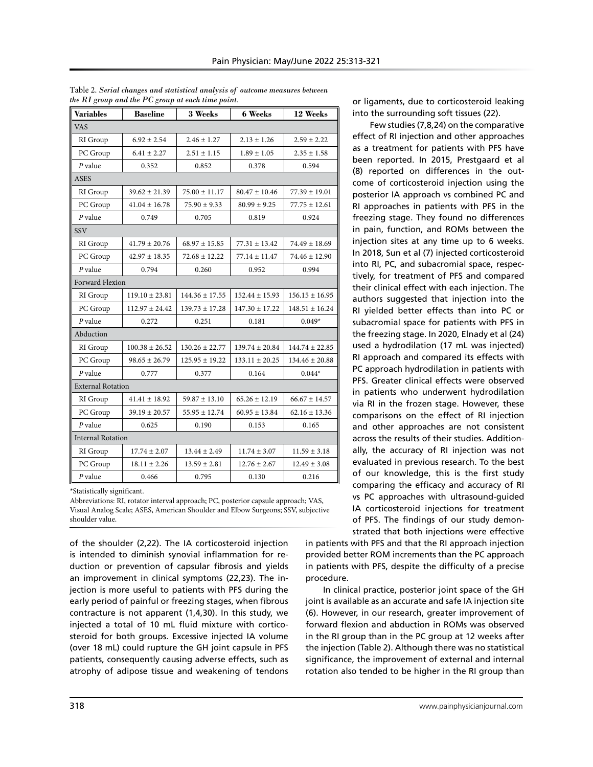Table 2. *Serial changes and statistical analysis of outcome measures between the RI group and the PC group at each time point.*

| Variables | Baseline | 3 Weeks | 6 Weeks | 12 Weeks |
|---|---|---|---|---|
| VAS | | | | |
| RI Group | 6.92 ± 2.54 | 2.46 ± 1.27 | 2.13 ± 1.26 | 2.59 ± 2.22 |
| PC Group | 6.41 ± 2.27 | 2.51 ± 1.15 | 1.89 ± 1.05 | 2.35 ± 1.58 |
| *P* value | 0.352 | 0.852 | 0.378 | 0.594 |
| ASES | | | | |
| RI Group | 39.62 ± 21.39 | 75.00 ± 11.17 | 80.47 ± 10.46 | 77.39 ± 19.01 |
| PC Group | 41.04 ± 16.78 | 75.90 ± 9.33 | 80.99 ± 9.25 | 77.75 ± 12.61 |
| *P* value | 0.749 | 0.705 | 0.819 | 0.924 |
| SSV | | | | |
| RI Group | 41.79 ± 20.76 | 68.97 ± 15.85 | 77.31 ± 13.42 | 74.49 ± 18.69 |
| PC Group | 42.97 ± 18.35 | 72.68 ± 12.22 | 77.14 ± 11.47 | 74.46 ± 12.90 |
| *P* value | 0.794 | 0.260 | 0.952 | 0.994 |
| Forward Flexion | | | | |
| RI Group | 119.10 ± 23.81 | 144.36 ± 17.55 | 152.44 ± 15.93 | 156.15 ± 16.95 |
| PC Group | 112.97 ± 24.42 | 139.73 ± 17.28 | 147.30 ± 17.22 | 148.51 ± 16.24 |
| *P* value | 0.272 | 0.251 | 0.181 | 0.049* |
| Abduction | | | | |
| RI Group | 100.38 ± 26.52 | 130.26 ± 22.77 | 139.74 ± 20.84 | 144.74 ± 22.85 |
| PC Group | 98.65 ± 26.79 | 125.95 ± 19.22 | 133.11 ± 20.25 | 134.46 ± 20.88 |
| *P* value | 0.777 | 0.377 | 0.164 | 0.044* |
| External Rotation | | | | |
| RI Group | 41.41 ± 18.92 | 59.87 ± 13.10 | 65.26 ± 12.19 | 66.67 ± 14.57 |
| PC Group | 39.19 ± 20.57 | 55.95 ± 12.74 | 60.95 ± 13.84 | 62.16 ± 13.36 |
| *P* value | 0.625 | 0.190 | 0.153 | 0.165 |
| Internal Rotation | | | | |
| RI Group | 17.74 ± 2.07 | 13.44 ± 2.49 | 11.74 ± 3.07 | 11.59 ± 3.18 |
| PC Group | 18.11 ± 2.26 | 13.59 ± 2.81 | 12.76 ± 2.67 | 12.49 ± 3.08 |
| *P* value | 0.466 | 0.795 | 0.130 | 0.216 |

*Statistically significant.

Abbreviations: RI, rotator interval approach; PC, posterior capsule approach; VAS, Visual Analog Scale; ASES, American Shoulder and Elbow Surgeons; SSV, subjective shoulder value.

of the shoulder (2,22). The IA corticosteroid injection is intended to diminish synovial inflammation for reduction or prevention of capsular fibrosis and yields an improvement in clinical symptoms (22,23). The injection is more useful to patients with PFS during the early period of painful or freezing stages, when fibrous contracture is not apparent (1,4,30). In this study, we injected a total of 10 mL fluid mixture with corticosteroid for both groups. Excessive injected IA volume (over 18 mL) could rupture the GH joint capsule in PFS patients, consequently causing adverse effects, such as atrophy of adipose tissue and weakening of tendons or ligaments, due to corticosteroid leaking into the surrounding soft tissues (22).

Few studies (7,8,24) on the comparative effect of RI injection and other approaches as a treatment for patients with PFS have been reported. In 2015, Prestgaard et al (8) reported on differences in the outcome of corticosteroid injection using the posterior IA approach vs combined PC and RI approaches in patients with PFS in the freezing stage. They found no differences in pain, function, and ROMs between the injection sites at any time up to 6 weeks. In 2018, Sun et al (7) injected corticosteroid into RI, PC, and subacromial space, respectively, for treatment of PFS and compared their clinical effect with each injection. The authors suggested that injection into the RI yielded better effects than into PC or subacromial space for patients with PFS in the freezing stage. In 2020, Elnady et al (24) used a hydrodilation (17 mL was injected) RI approach and compared its effects with PC approach hydrodilation in patients with PFS. Greater clinical effects were observed in patients who underwent hydrodilation via RI in the frozen stage. However, these comparisons on the effect of RI injection and other approaches are not consistent across the results of their studies. Additionally, the accuracy of RI injection was not evaluated in previous research. To the best of our knowledge, this is the first study comparing the efficacy and accuracy of RI vs PC approaches with ultrasound-guided IA corticosteroid injections for treatment of PFS. The findings of our study demonstrated that both injections were effective in patients with PFS and that the RI approach injection provided better ROM increments than the PC approach in patients with PFS, despite the difficulty of a precise procedure.

In clinical practice, posterior joint space of the GH joint is available as an accurate and safe IA injection site (6). However, in our research, greater improvement of forward flexion and abduction in ROMs was observed in the RI group than in the PC group at 12 weeks after the injection (Table 2). Although there was no statistical significance, the improvement of external and internal rotation also tended to be higher in the RI group than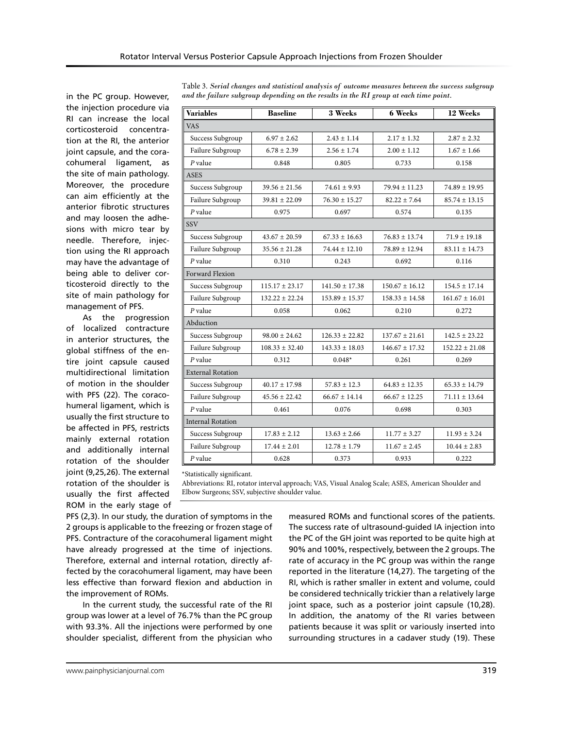in the PC group. However, the injection procedure via RI can increase the local corticosteroid concentration at the RI, the anterior joint capsule, and the coracohumeral ligament, as the site of main pathology. Moreover, the procedure can aim efficiently at the anterior fibrotic structures and may loosen the adhesions with micro tear by needle. Therefore, injection using the RI approach may have the advantage of being able to deliver corticosteroid directly to the site of main pathology for management of PFS.

Table 3. *Serial changes and statistical analysis of outcome measures between the success subgroup and the failure subgroup depending on the results in the RI group at each time point.*

| Variables | Baseline | 3 Weeks | 6 Weeks | 12 Weeks |
|---|---|---|---|---|
| VAS | | | | |
| Success Subgroup | 6.97 ± 2.62 | 2.43 ± 1.14 | 2.17 ± 1.32 | 2.87 ± 2.32 |
| Failure Subgroup | 6.78 ± 2.39 | 2.56 ± 1.74 | 2.00 ± 1.12 | 1.67 ± 1.66 |
| *P* value | 0.848 | 0.805 | 0.733 | 0.158 |
| ASES | | | | |
| Success Subgroup | 39.56 ± 21.56 | 74.61 ± 9.93 | 79.94 ± 11.23 | 74.89 ± 19.95 |
| Failure Subgroup | 39.81 ± 22.09 | 76.30 ± 15.27 | 82.22 ± 7.64 | 85.74 ± 13.15 |
| *P* value | 0.975 | 0.697 | 0.574 | 0.135 |
| SSV | | | | |
| Success Subgroup | 43.67 ± 20.59 | 67.33 ± 16.63 | 76.83 ± 13.74 | 71.9 ± 19.18 |
| Failure Subgroup | 35.56 ± 21.28 | 74.44 ± 12.10 | 78.89 ± 12.94 | 83.11 ± 14.73 |
| *P* value | 0.310 | 0.243 | 0.692 | 0.116 |
| Forward Flexion | | | | |
| Success Subgroup | 115.17 ± 23.17 | 141.50 ± 17.38 | 150.67 ± 16.12 | 154.5 ± 17.14 |
| Failure Subgroup | 132.22 ± 22.24 | 153.89 ± 15.37 | 158.33 ± 14.58 | 161.67 ± 16.01 |
| *P* value | 0.058 | 0.062 | 0.210 | 0.272 |
| Abduction | | | | |
| Success Subgroup | 98.00 ± 24.62 | 126.33 ± 22.82 | 137.67 ± 21.61 | 142.5 ± 23.22 |
| Failure Subgroup | 108.33 ± 32.40 | 143.33 ± 18.03 | 146.67 ± 17.32 | 152.22 ± 21.08 |
| *P* value | 0.312 | 0.048* | 0.261 | 0.269 |
| External Rotation | | | | |
| Success Subgroup | 40.17 ± 17.98 | 57.83 ± 12.3 | 64.83 ± 12.35 | 65.33 ± 14.79 |
| Failure Subgroup | 45.56 ± 22.42 | 66.67 ± 14.14 | 66.67 ± 12.25 | 71.11 ± 13.64 |
| *P* value | 0.461 | 0.076 | 0.698 | 0.303 |
| Internal Rotation | | | | |
| Success Subgroup | 17.83 ± 2.12 | 13.63 ± 2.66 | 11.77 ± 3.27 | 11.93 ± 3.24 |
| Failure Subgroup | 17.44 ± 2.01 | 12.78 ± 1.79 | 11.67 ± 2.45 | 10.44 ± 2.83 |
| *P* value | 0.628 | 0.373 | 0.933 | 0.222 |

*Statistically significant.

Abbreviations: RI, rotator interval approach; VAS, Visual Analog Scale; ASES, American Shoulder and Elbow Surgeons; SSV, subjective shoulder value.

As the progression of localized contracture in anterior structures, the global stiffness of the entire joint capsule caused multidirectional limitation of motion in the shoulder with PFS (22). The coracohumeral ligament, which is usually the first structure to be affected in PFS, restricts mainly external rotation and additionally internal rotation of the shoulder joint (9,25,26). The external rotation of the shoulder is usually the first affected ROM in the early stage of PFS (2,3). In our study, the duration of symptoms in the 2 groups is applicable to the freezing or frozen stage of PFS. Contracture of the coracohumeral ligament might have already progressed at the time of injections. Therefore, external and internal rotation, directly affected by the coracohumeral ligament, may have been less effective than forward flexion and abduction in the improvement of ROMs.

In the current study, the successful rate of the RI group was lower at a level of 76.7% than the PC group with 93.3%. All the injections were performed by one shoulder specialist, different from the physician who measured ROMs and functional scores of the patients. The success rate of ultrasound-guided IA injection into the PC of the GH joint was reported to be quite high at 90% and 100%, respectively, between the 2 groups. The rate of accuracy in the PC group was within the range reported in the literature (14,27). The targeting of the RI, which is rather smaller in extent and volume, could be considered technically trickier than a relatively large joint space, such as a posterior joint capsule (10,28). In addition, the anatomy of the RI varies between patients because it was split or variously inserted into surrounding structures in a cadaver study (19). These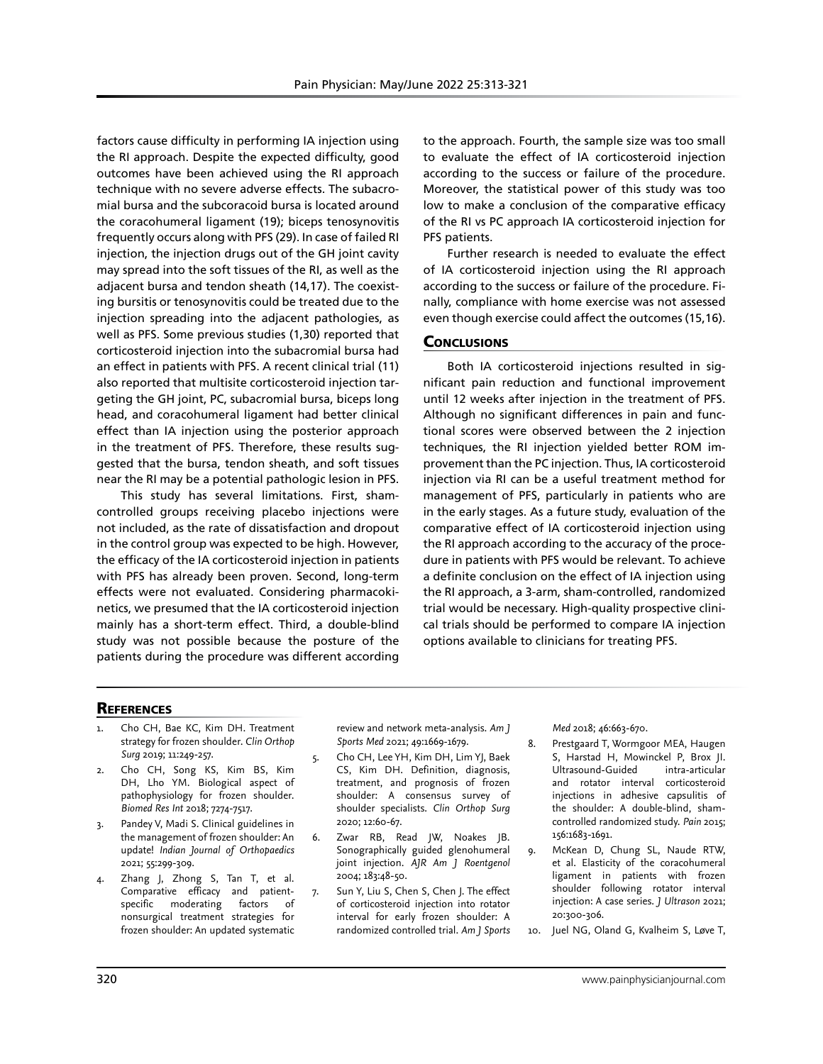factors cause difficulty in performing IA injection using the RI approach. Despite the expected difficulty, good outcomes have been achieved using the RI approach technique with no severe adverse effects. The subacromial bursa and the subcoracoid bursa is located around the coracohumeral ligament (19); biceps tenosynovitis frequently occurs along with PFS (29). In case of failed RI injection, the injection drugs out of the GH joint cavity may spread into the soft tissues of the RI, as well as the adjacent bursa and tendon sheath (14,17). The coexisting bursitis or tenosynovitis could be treated due to the injection spreading into the adjacent pathologies, as well as PFS. Some previous studies (1,30) reported that corticosteroid injection into the subacromial bursa had an effect in patients with PFS. A recent clinical trial (11) also reported that multisite corticosteroid injection targeting the GH joint, PC, subacromial bursa, biceps long head, and coracohumeral ligament had better clinical effect than IA injection using the posterior approach in the treatment of PFS. Therefore, these results suggested that the bursa, tendon sheath, and soft tissues near the RI may be a potential pathologic lesion in PFS.

This study has several limitations. First, sham-controlled groups receiving placebo injections were not included, as the rate of dissatisfaction and dropout in the control group was expected to be high. However, the efficacy of the IA corticosteroid injection in patients with PFS has already been proven. Second, long-term effects were not evaluated. Considering pharmacokinetics, we presumed that the IA corticosteroid injection mainly has a short-term effect. Third, a double-blind study was not possible because the posture of the patients during the procedure was different according to the approach. Fourth, the sample size was too small to evaluate the effect of IA corticosteroid injection according to the success or failure of the procedure. Moreover, the statistical power of this study was too low to make a conclusion of the comparative efficacy of the RI vs PC approach IA corticosteroid injection for PFS patients.

Further research is needed to evaluate the effect of IA corticosteroid injection using the RI approach according to the success or failure of the procedure. Finally, compliance with home exercise was not assessed even though exercise could affect the outcomes (15,16).

## Conclusions

Both IA corticosteroid injections resulted in significant pain reduction and functional improvement until 12 weeks after injection in the treatment of PFS. Although no significant differences in pain and functional scores were observed between the 2 injection techniques, the RI injection yielded better ROM improvement than the PC injection. Thus, IA corticosteroid injection via RI can be a useful treatment method for management of PFS, particularly in patients who are in the early stages. As a future study, evaluation of the comparative effect of IA corticosteroid injection using the RI approach according to the accuracy of the procedure in patients with PFS would be relevant. To achieve a definite conclusion on the effect of IA injection using the RI approach, a 3-arm, sham-controlled, randomized trial would be necessary. High-quality prospective clinical trials should be performed to compare IA injection options available to clinicians for treating PFS.

## References

1. Cho CH, Bae KC, Kim DH. Treatment strategy for frozen shoulder. *Clin Orthop Surg* 2019; 11:249-257.
2. Cho CH, Song KS, Kim BS, Kim DH, Lho YM. Biological aspect of pathophysiology for frozen shoulder. *Biomed Res Int* 2018; 7274-7517.
3. Pandey V, Madi S. Clinical guidelines in the management of frozen shoulder: An update! *Indian Journal of Orthopaedics* 2021; 55:299-309.
4. Zhang J, Zhong S, Tan T, et al. Comparative efficacy and patient-specific moderating factors of nonsurgical treatment strategies for frozen shoulder: An updated systematic review and network meta-analysis. *Am J Sports Med* 2021; 49:1669-1679.
5. Cho CH, Lee YH, Kim DH, Lim YJ, Baek CS, Kim DH. Definition, diagnosis, treatment, and prognosis of frozen shoulder: A consensus survey of shoulder specialists. *Clin Orthop Surg* 2020; 12:60-67.
6. Zwar RB, Read JW, Noakes JB. Sonographically guided glenohumeral joint injection. *AJR Am J Roentgenol* 2004; 183:48-50.
7. Sun Y, Liu S, Chen S, Chen J. The effect of corticosteroid injection into rotator interval for early frozen shoulder: A randomized controlled trial. *Am J Sports Med* 2018; 46:663-670.
8. Prestgaard T, Wormgoor MEA, Haugen S, Harstad H, Mowinckel P, Brox JI. Ultrasound-Guided intra-articular and rotator interval corticosteroid injections in adhesive capsulitis of the shoulder: A double-blind, sham-controlled randomized study. *Pain* 2015; 156:1683-1691.
9. McKean D, Chung SL, Naude RTW, et al. Elasticity of the coracohumeral ligament in patients with frozen shoulder following rotator interval injection: A case series. *J Ultrason* 2021; 20:300-306.
10. Juel NG, Oland G, Kvalheim S, Løve T,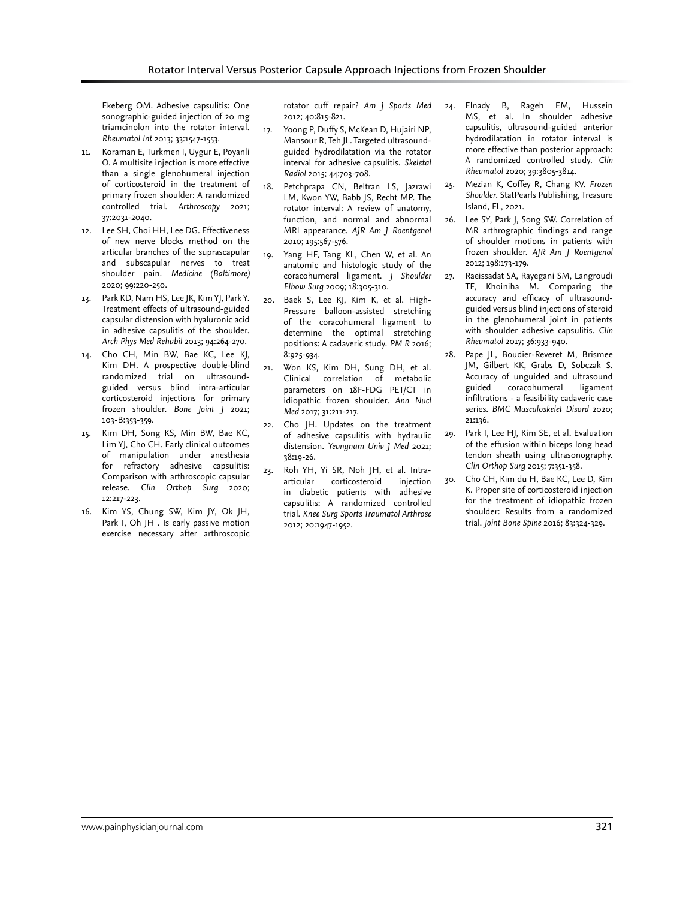Ekeberg OM. Adhesive capsulitis: One sonographic-guided injection of 20 mg triamcinolon into the rotator interval. *Rheumatol Int* 2013; 33:1547-1553.

11. Koraman E, Turkmen I, Uygur E, Poyanli O. A multisite injection is more effective than a single glenohumeral injection of corticosteroid in the treatment of primary frozen shoulder: A randomized controlled trial. *Arthroscopy* 2021; 37:2031-2040.
12. Lee SH, Choi HH, Lee DG. Effectiveness of new nerve blocks method on the articular branches of the suprascapular and subscapular nerves to treat shoulder pain. *Medicine (Baltimore)* 2020; 99:220-250.
13. Park KD, Nam HS, Lee JK, Kim YJ, Park Y. Treatment effects of ultrasound-guided capsular distension with hyaluronic acid in adhesive capsulitis of the shoulder. *Arch Phys Med Rehabil* 2013; 94:264-270.
14. Cho CH, Min BW, Bae KC, Lee KJ, Kim DH. A prospective double-blind randomized trial on ultrasound-guided versus blind intra-articular corticosteroid injections for primary frozen shoulder. *Bone Joint J* 2021; 103-B:353-359.
15. Kim DH, Song KS, Min BW, Bae KC, Lim YJ, Cho CH. Early clinical outcomes of manipulation under anesthesia for refractory adhesive capsulitis: Comparison with arthroscopic capsular release. *Clin Orthop Surg* 2020; 12:217-223.
16. Kim YS, Chung SW, Kim JY, Ok JH, Park I, Oh JH . Is early passive motion exercise necessary after arthroscopic rotator cuff repair? *Am J Sports Med* 2012; 40:815-821.
17. Yoong P, Duffy S, McKean D, Hujairi NP, Mansour R, Teh JL. Targeted ultrasound-guided hydrodilatation via the rotator interval for adhesive capsulitis. *Skeletal Radiol* 2015; 44:703-708.
18. Petchprapa CN, Beltran LS, Jazrawi LM, Kwon YW, Babb JS, Recht MP. The rotator interval: A review of anatomy, function, and normal and abnormal MRI appearance. *AJR Am J Roentgenol* 2010; 195:567-576.
19. Yang HF, Tang KL, Chen W, et al. An anatomic and histologic study of the coracohumeral ligament. *J Shoulder Elbow Surg* 2009; 18:305-310.
20. Baek S, Lee KJ, Kim K, et al. High-Pressure balloon-assisted stretching of the coracohumeral ligament to determine the optimal stretching positions: A cadaveric study. *PM R* 2016; 8:925-934.
21. Won KS, Kim DH, Sung DH, et al. Clinical correlation of metabolic parameters on 18F-FDG PET/CT in idiopathic frozen shoulder. *Ann Nucl Med* 2017; 31:211-217.
22. Cho JH. Updates on the treatment of adhesive capsulitis with hydraulic distension. *Yeungnam Univ J Med* 2021; 38:19-26.
23. Roh YH, Yi SR, Noh JH, et al. Intra-articular corticosteroid injection in diabetic patients with adhesive capsulitis: A randomized controlled trial. *Knee Surg Sports Traumatol Arthrosc* 2012; 20:1947-1952.
24. Elnady B, Rageh EM, Hussein MS, et al. In shoulder adhesive capsulitis, ultrasound-guided anterior hydrodilatation in rotator interval is more effective than posterior approach: A randomized controlled study. *Clin Rheumatol* 2020; 39:3805-3814.
25. Mezian K, Coffey R, Chang KV. *Frozen Shoulder*. StatPearls Publishing, Treasure Island, FL, 2021.
26. Lee SY, Park J, Song SW. Correlation of MR arthrographic findings and range of shoulder motions in patients with frozen shoulder. *AJR Am J Roentgenol* 2012; 198:173-179.
27. Raeissadat SA, Rayegani SM, Langroudi TF, Khoiniha M. Comparing the accuracy and efficacy of ultrasound-guided versus blind injections of steroid in the glenohumeral joint in patients with shoulder adhesive capsulitis. *Clin Rheumatol* 2017; 36:933-940.
28. Pape JL, Boudier-Reveret M, Brismee JM, Gilbert KK, Grabs D, Sobczak S. Accuracy of unguided and ultrasound guided coracohumeral ligament infiltrations - a feasibility cadaveric case series. *BMC Musculoskelet Disord* 2020; 21:136.
29. Park I, Lee HJ, Kim SE, et al. Evaluation of the effusion within biceps long head tendon sheath using ultrasonography. *Clin Orthop Surg* 2015; 7:351-358.
30. Cho CH, Kim du H, Bae KC, Lee D, Kim K. Proper site of corticosteroid injection for the treatment of idiopathic frozen shoulder: Results from a randomized trial. *Joint Bone Spine* 2016; 83:324-329.